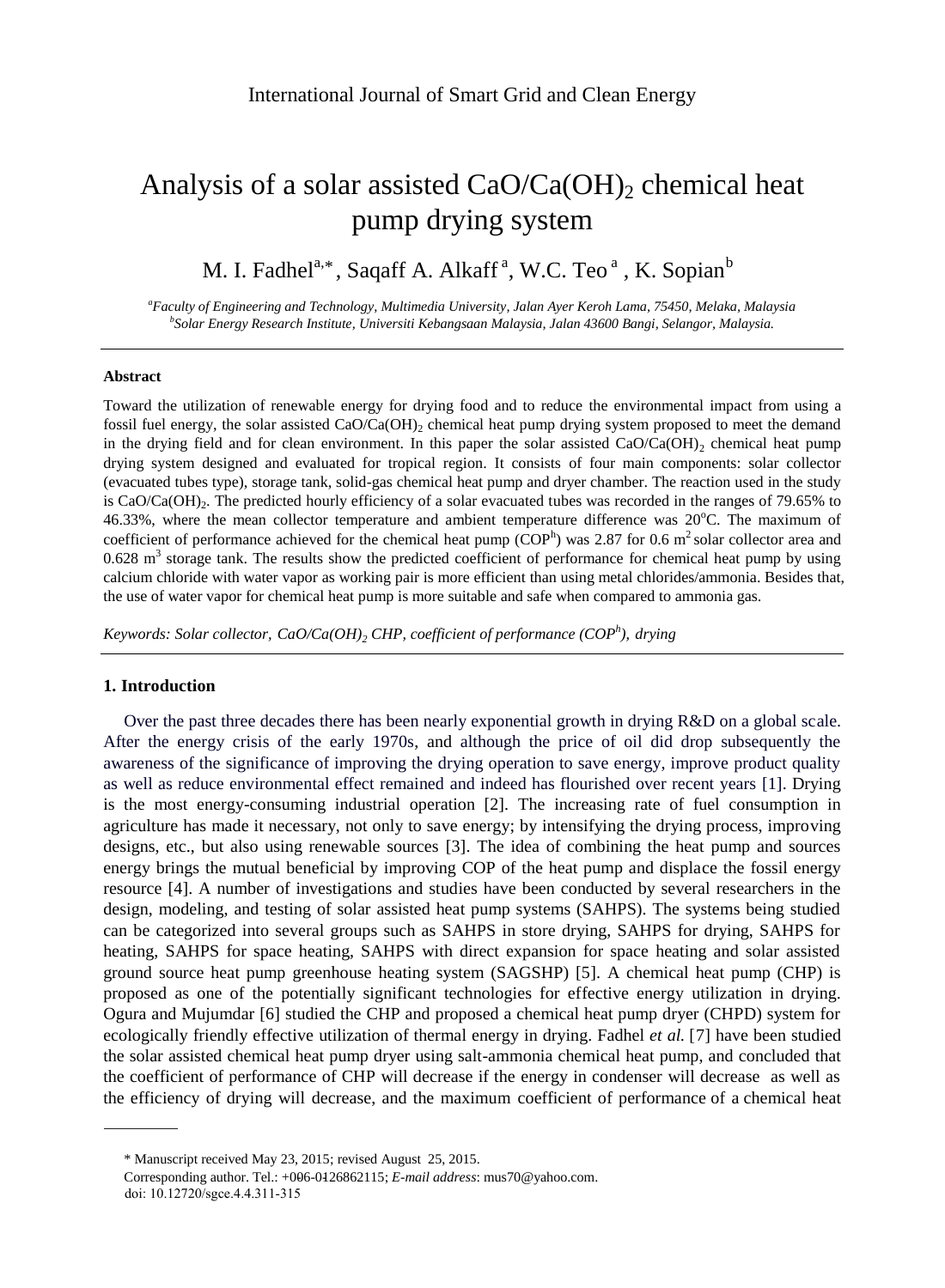International Journal of Smart Grid and Clean Energy

# Analysis of a solar assisted $CaO/Ca(OH)_2$ chemical heat pump drying system

M. I. Fadhel[a,*], Saqaff A. Alkaff[a], W.C. Teo[a], K. Sopian[b]

[a]*Faculty of Engineering and Technology, Multimedia University, Jalan Ayer Keroh Lama, 75450, Melaka, Malaysia*
[b]*Solar Energy Research Institute, Universiti Kebangsaan Malaysia, Jalan 43600 Bangi, Selangor, Malaysia.*

---

**Abstract**

Toward the utilization of renewable energy for drying food and to reduce the environmental impact from using a fossil fuel energy, the solar assisted $CaO/Ca(OH)_2$ chemical heat pump drying system proposed to meet the demand in the drying field and for clean environment. In this paper the solar assisted $CaO/Ca(OH)_2$ chemical heat pump drying system designed and evaluated for tropical region. It consists of four main components: solar collector (evacuated tubes type), storage tank, solid-gas chemical heat pump and dryer chamber. The reaction used in the study is $CaO/Ca(OH)_2$. The predicted hourly efficiency of a solar evacuated tubes was recorded in the ranges of 79.65% to 46.33%, where the mean collector temperature and ambient temperature difference was 20°C. The maximum of coefficient of performance achieved for the chemical heat pump ($COP^h$) was 2.87 for 0.6 $m^2$ solar collector area and 0.628 $m^3$ storage tank. The results show the predicted coefficient of performance for chemical heat pump by using calcium chloride with water vapor as working pair is more efficient than using metal chlorides/ammonia. Besides that, the use of water vapor for chemical heat pump is more suitable and safe when compared to ammonia gas.

*Keywords: Solar collector, $CaO/Ca(OH)_2$ CHP, coefficient of performance ($COP^h$), drying*

---

## 1. Introduction

Over the past three decades there has been nearly exponential growth in drying R&D on a global scale. After the energy crisis of the early 1970s, and although the price of oil did drop subsequently the awareness of the significance of improving the drying operation to save energy, improve product quality as well as reduce environmental effect remained and indeed has flourished over recent years [1]. Drying is the most energy-consuming industrial operation [2]. The increasing rate of fuel consumption in agriculture has made it necessary, not only to save energy; by intensifying the drying process, improving designs, etc., but also using renewable sources [3]. The idea of combining the heat pump and sources energy brings the mutual beneficial by improving COP of the heat pump and displace the fossil energy resource [4]. A number of investigations and studies have been conducted by several researchers in the design, modeling, and testing of solar assisted heat pump systems (SAHPS). The systems being studied can be categorized into several groups such as SAHPS in store drying, SAHPS for drying, SAHPS for heating, SAHPS for space heating, SAHPS with direct expansion for space heating and solar assisted ground source heat pump greenhouse heating system (SAGSHP) [5]. A chemical heat pump (CHP) is proposed as one of the potentially significant technologies for effective energy utilization in drying. Ogura and Mujumdar [6] studied the CHP and proposed a chemical heat pump dryer (CHPD) system for ecologically friendly effective utilization of thermal energy in drying. Fadhel *et al.* [7] have been studied the solar assisted chemical heat pump dryer using salt-ammonia chemical heat pump, and concluded that the coefficient of performance of CHP will decrease if the energy in condenser will decrease as well as the efficiency of drying will decrease, and the maximum coefficient of performance of a chemical heat

---

\* Manuscript received May 23, 2015; revised August 25, 2015.
Corresponding author. Tel.: +006-0126862115; *E-mail address*: mus70@yahoo.com.
doi: 10.12720/sgce.4.4.311-315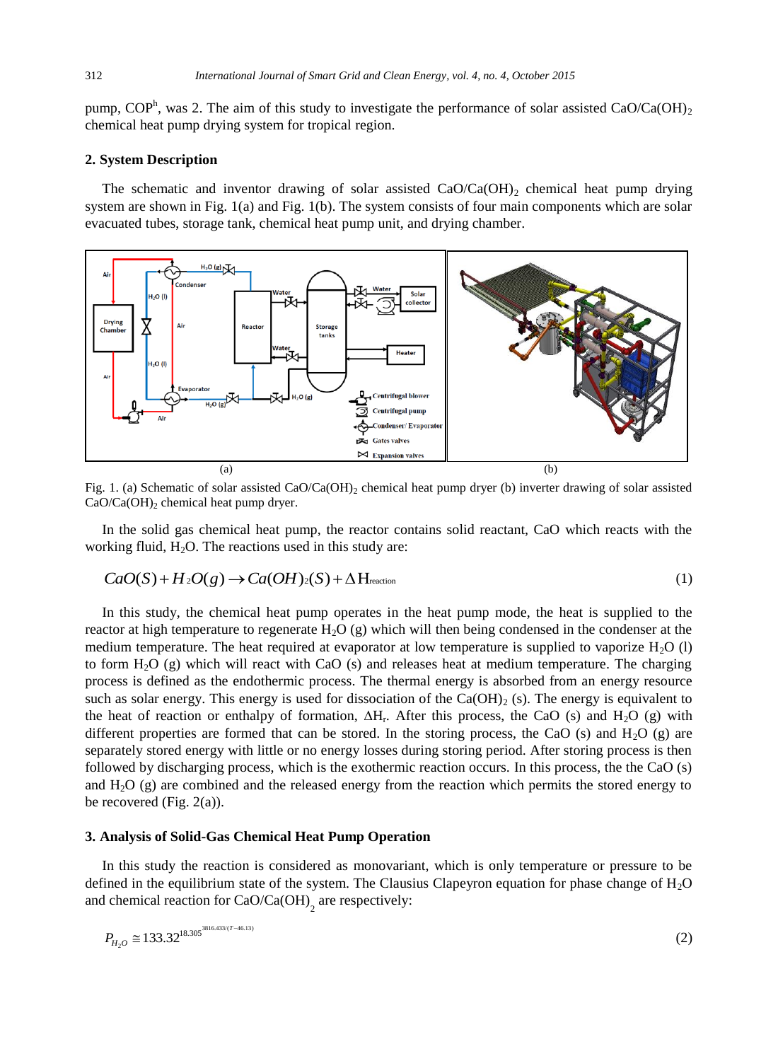pump, $COP^h$, was 2. The aim of this study to investigate the performance of solar assisted $CaO/Ca(OH)_2$ chemical heat pump drying system for tropical region.

## 2. System Description

The schematic and inventor drawing of solar assisted $CaO/Ca(OH)_2$ chemical heat pump drying system are shown in Fig. 1(a) and Fig. 1(b). The system consists of four main components which are solar evacuated tubes, storage tank, chemical heat pump unit, and drying chamber.

Fig. 1. (a) Schematic of solar assisted $CaO/Ca(OH)_2$ chemical heat pump dryer (b) inverter drawing of solar assisted $CaO/Ca(OH)_2$ chemical heat pump dryer.

In the solid gas chemical heat pump, the reactor contains solid reactant, CaO which reacts with the working fluid, $H_2O$. The reactions used in this study are:

$$CaO(S) + H_2O(g) \rightarrow Ca(OH)_2(S) + \Delta H_{reaction} \tag{1}$$

In this study, the chemical heat pump operates in the heat pump mode, the heat is supplied to the reactor at high temperature to regenerate $H_2O$ (g) which will then being condensed in the condenser at the medium temperature. The heat required at evaporator at low temperature is supplied to vaporize $H_2O$ (l) to form $H_2O$ (g) which will react with CaO (s) and releases heat at medium temperature. The charging process is defined as the endothermic process. The thermal energy is absorbed from an energy resource such as solar energy. This energy is used for dissociation of the $Ca(OH)_2$ (s). The energy is equivalent to the heat of reaction or enthalpy of formation, $\Delta H_r$. After this process, the CaO (s) and $H_2O$ (g) with different properties are formed that can be stored. In the storing process, the CaO (s) and $H_2O$ (g) are separately stored energy with little or no energy losses during storing period. After storing process is then followed by discharging process, which is the exothermic reaction occurs. In this process, the the CaO (s) and $H_2O$ (g) are combined and the released energy from the reaction which permits the stored energy to be recovered (Fig. 2(a)).

## 3. Analysis of Solid-Gas Chemical Heat Pump Operation

In this study the reaction is considered as monovariant, which is only temperature or pressure to be defined in the equilibrium state of the system. The Clausius Clapeyron equation for phase change of $H_2O$ and chemical reaction for $CaO/Ca(OH)_2$ are respectively:

$$P_{H_2O} \cong 133.32^{18.305^{3816.433/(T-46.13)}} \tag{2}$$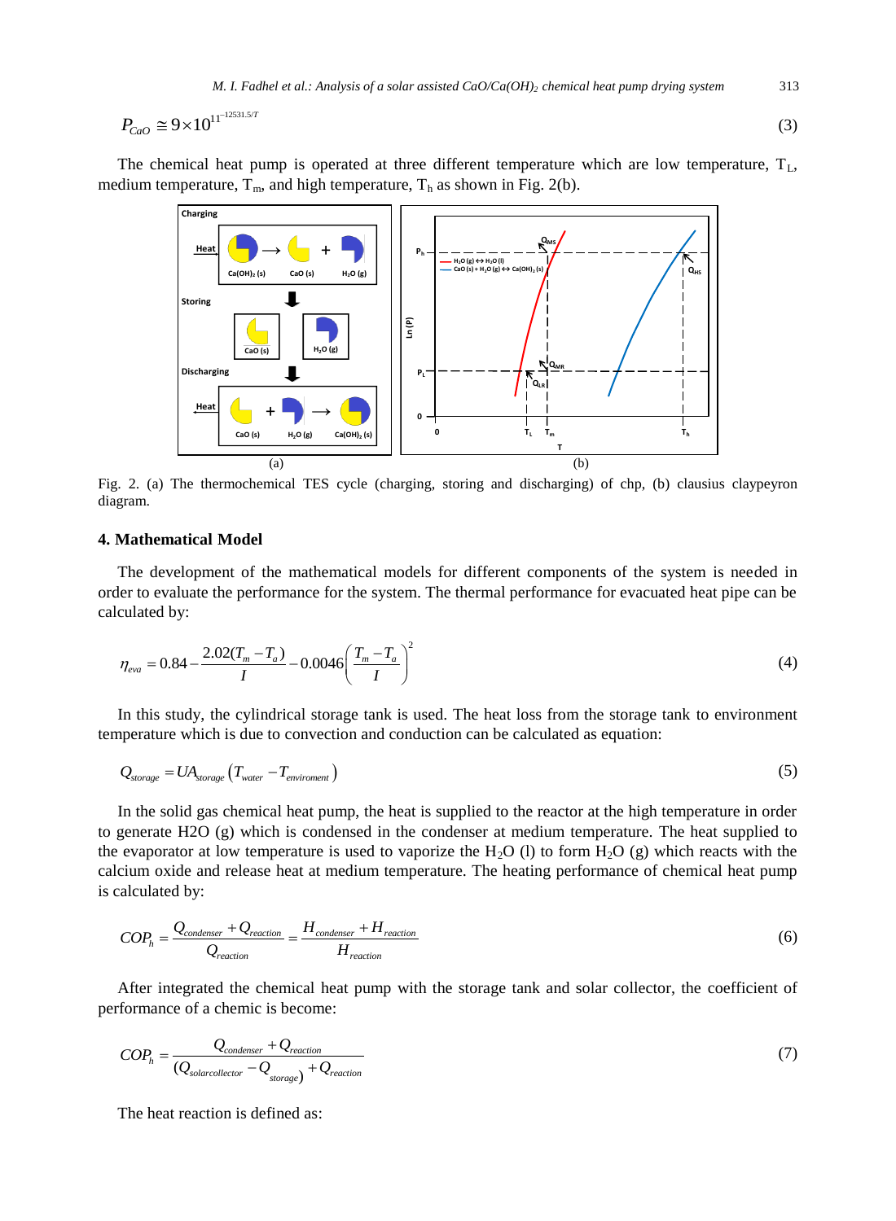$$P_{CaO} \cong 9 \times 10^{11^{-12531.5/T}} \tag{3}$$

The chemical heat pump is operated at three different temperature which are low temperature, $T_L$, medium temperature, $T_m$, and high temperature, $T_h$ as shown in Fig. 2(b).

Fig. 2. (a) The thermochemical TES cycle (charging, storing and discharging) of chp, (b) clausius claypeyron diagram.

## 4. Mathematical Model

The development of the mathematical models for different components of the system is needed in order to evaluate the performance for the system. The thermal performance for evacuated heat pipe can be calculated by:

$$\eta_{eva} = 0.84 - \frac{2.02(T_m - T_a)}{I} - 0.0046\left(\frac{T_m - T_a}{I}\right)^2 \tag{4}$$

In this study, the cylindrical storage tank is used. The heat loss from the storage tank to environment temperature which is due to convection and conduction can be calculated as equation:

$$Q_{storage} = UA_{storage}\left(T_{water} - T_{enviroment}\right) \tag{5}$$

In the solid gas chemical heat pump, the heat is supplied to the reactor at the high temperature in order to generate H2O (g) which is condensed in the condenser at medium temperature. The heat supplied to the evaporator at low temperature is used to vaporize the $H_2O$ (l) to form $H_2O$ (g) which reacts with the calcium oxide and release heat at medium temperature. The heating performance of chemical heat pump is calculated by:

$$COP_h = \frac{Q_{condenser} + Q_{reaction}}{Q_{reaction}} = \frac{H_{condenser} + H_{reaction}}{H_{reaction}} \tag{6}$$

After integrated the chemical heat pump with the storage tank and solar collector, the coefficient of performance of a chemic is become:

$$COP_h = \frac{Q_{condenser} + Q_{reaction}}{(Q_{solarcollector} - Q_{storage}) + Q_{reaction}} \tag{7}$$

The heat reaction is defined as: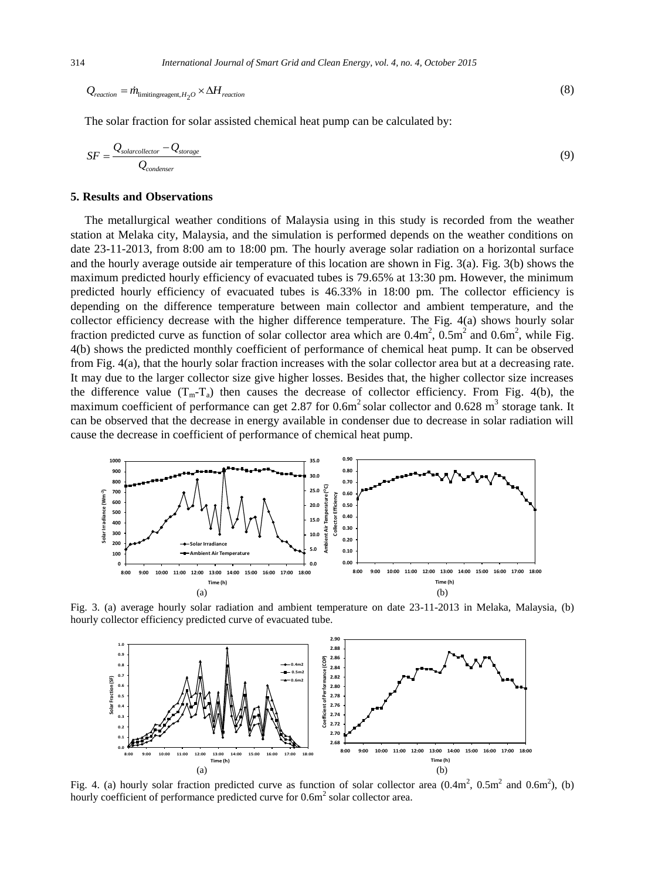$$Q_{reaction} = \dot{m}_{\text{limitingreagent},H_2O} \times \Delta H_{reaction} \tag{8}$$

The solar fraction for solar assisted chemical heat pump can be calculated by:

$$SF = \frac{Q_{solarcollector} - Q_{storage}}{Q_{condenser}} \tag{9}$$

## 5. Results and Observations

The metallurgical weather conditions of Malaysia using in this study is recorded from the weather station at Melaka city, Malaysia, and the simulation is performed depends on the weather conditions on date 23-11-2013, from 8:00 am to 18:00 pm. The hourly average solar radiation on a horizontal surface and the hourly average outside air temperature of this location are shown in Fig. 3(a). Fig. 3(b) shows the maximum predicted hourly efficiency of evacuated tubes is 79.65% at 13:30 pm. However, the minimum predicted hourly efficiency of evacuated tubes is 46.33% in 18:00 pm. The collector efficiency is depending on the difference temperature between main collector and ambient temperature, and the collector efficiency decrease with the higher difference temperature. The Fig. 4(a) shows hourly solar fraction predicted curve as function of solar collector area which are $0.4\text{m}^2$, $0.5\text{m}^2$ and $0.6\text{m}^2$, while Fig. 4(b) shows the predicted monthly coefficient of performance of chemical heat pump. It can be observed from Fig. 4(a), that the hourly solar fraction increases with the solar collector area but at a decreasing rate. It may due to the larger collector size give higher losses. Besides that, the higher collector size increases the difference value ($T_m$-$T_a$) then causes the decrease of collector efficiency. From Fig. 4(b), the maximum coefficient of performance can get 2.87 for $0.6\text{m}^2$ solar collector and $0.628\ \text{m}^3$ storage tank. It can be observed that the decrease in energy available in condenser due to decrease in solar radiation will cause the decrease in coefficient of performance of chemical heat pump.

Fig. 3. (a) average hourly solar radiation and ambient temperature on date 23-11-2013 in Melaka, Malaysia, (b) hourly collector efficiency predicted curve of evacuated tube.

Fig. 4. (a) hourly solar fraction predicted curve as function of solar collector area ($0.4\text{m}^2$, $0.5\text{m}^2$ and $0.6\text{m}^2$), (b) hourly coefficient of performance predicted curve for $0.6\text{m}^2$ solar collector area.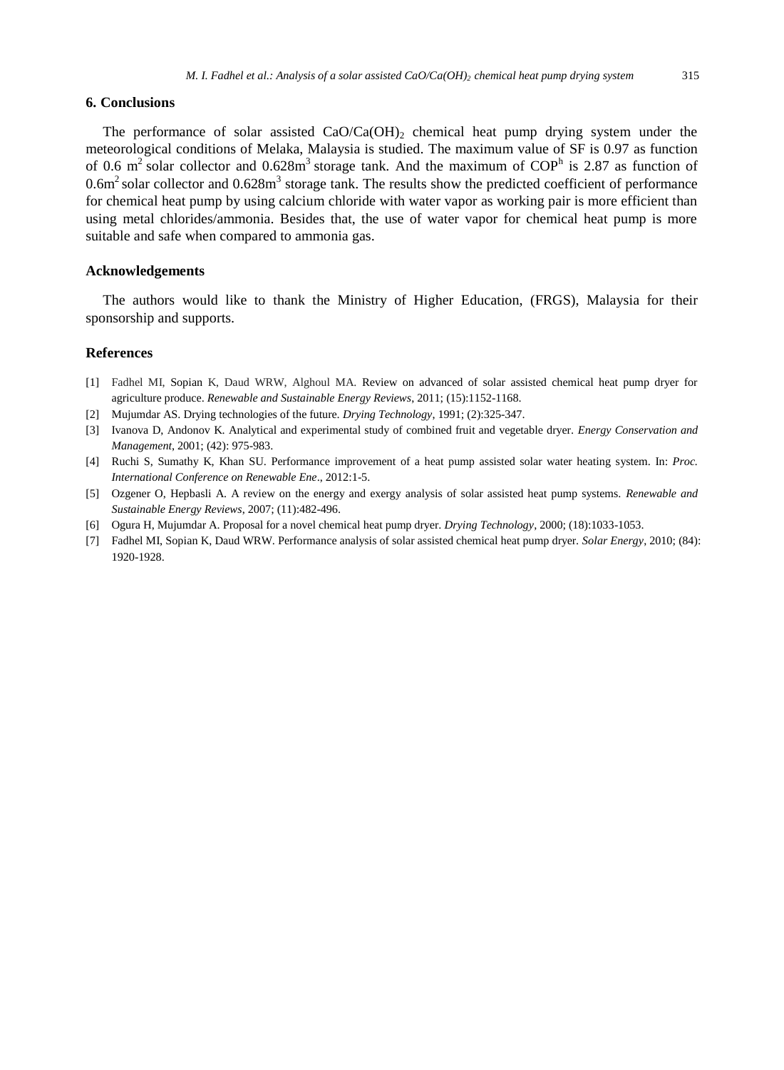## 6. Conclusions

The performance of solar assisted $CaO/Ca(OH)_2$ chemical heat pump drying system under the meteorological conditions of Melaka, Malaysia is studied. The maximum value of SF is 0.97 as function of 0.6 $m^2$ solar collector and 0.628$m^3$ storage tank. And the maximum of $COP^h$ is 2.87 as function of 0.6$m^2$ solar collector and 0.628$m^3$ storage tank. The results show the predicted coefficient of performance for chemical heat pump by using calcium chloride with water vapor as working pair is more efficient than using metal chlorides/ammonia. Besides that, the use of water vapor for chemical heat pump is more suitable and safe when compared to ammonia gas.

## Acknowledgements

The authors would like to thank the Ministry of Higher Education, (FRGS), Malaysia for their sponsorship and supports.

## References

[1] Fadhel MI, Sopian K, Daud WRW, Alghoul MA. Review on advanced of solar assisted chemical heat pump dryer for agriculture produce. *Renewable and Sustainable Energy Reviews*, 2011; (15):1152-1168.

[2] Mujumdar AS. Drying technologies of the future. *Drying Technology*, 1991; (2):325-347.

[3] Ivanova D, Andonov K. Analytical and experimental study of combined fruit and vegetable dryer. *Energy Conservation and Management*, 2001; (42): 975-983.

[4] Ruchi S, Sumathy K, Khan SU. Performance improvement of a heat pump assisted solar water heating system. In: *Proc. International Conference on Renewable Ene*., 2012:1-5.

[5] Ozgener O, Hepbasli A. A review on the energy and exergy analysis of solar assisted heat pump systems. *Renewable and Sustainable Energy Reviews*, 2007; (11):482-496.

[6] Ogura H, Mujumdar A. Proposal for a novel chemical heat pump dryer. *Drying Technology*, 2000; (18):1033-1053.

[7] Fadhel MI, Sopian K, Daud WRW. Performance analysis of solar assisted chemical heat pump dryer. *Solar Energy*, 2010; (84): 1920-1928.